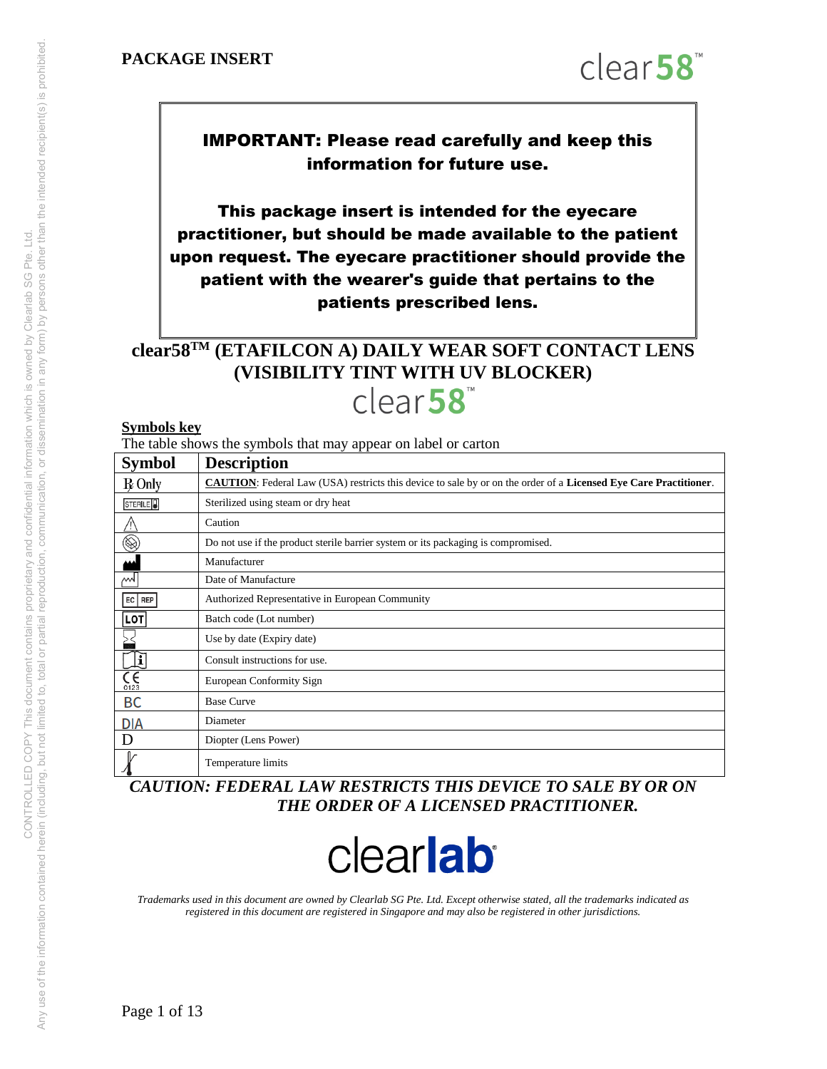**PACKAGE INSERT**

clear58™

> **IMPORTANT: Please read carefully and keep this information for future use.**
>
> **This package insert is intended for the eyecare practitioner, but should be made available to the patient upon request. The eyecare practitioner should provide the patient with the wearer's guide that pertains to the patients prescribed lens.**

# clear58™ (ETAFILCON A) DAILY WEAR SOFT CONTACT LENS (VISIBILITY TINT WITH UV BLOCKER)

clear58™

**Symbols key**

The table shows the symbols that may appear on label or carton

| Symbol | Description |
|---|---|
| ℞ Only | **CAUTION**: Federal Law (USA) restricts this device to sale by or on the order of a **Licensed Eye Care Practitioner**. |
| STERILE | Sterilized using steam or dry heat |
| ⚠ | Caution |
| | Do not use if the product sterile barrier system or its packaging is compromised. |
| | Manufacturer |
| | Date of Manufacture |
| EC REP | Authorized Representative in European Community |
| LOT | Batch code (Lot number) |
| | Use by date (Expiry date) |
| | Consult instructions for use. |
| CE 0123 | European Conformity Sign |
| BC | Base Curve |
| DIA | Diameter |
| D | Diopter (Lens Power) |
| | Temperature limits |

***CAUTION: FEDERAL LAW RESTRICTS THIS DEVICE TO SALE BY OR ON THE ORDER OF A LICENSED PRACTITIONER.***

clearlab®

*Trademarks used in this document are owned by Clearlab SG Pte. Ltd. Except otherwise stated, all the trademarks indicated as registered in this document are registered in Singapore and may also be registered in other jurisdictions.*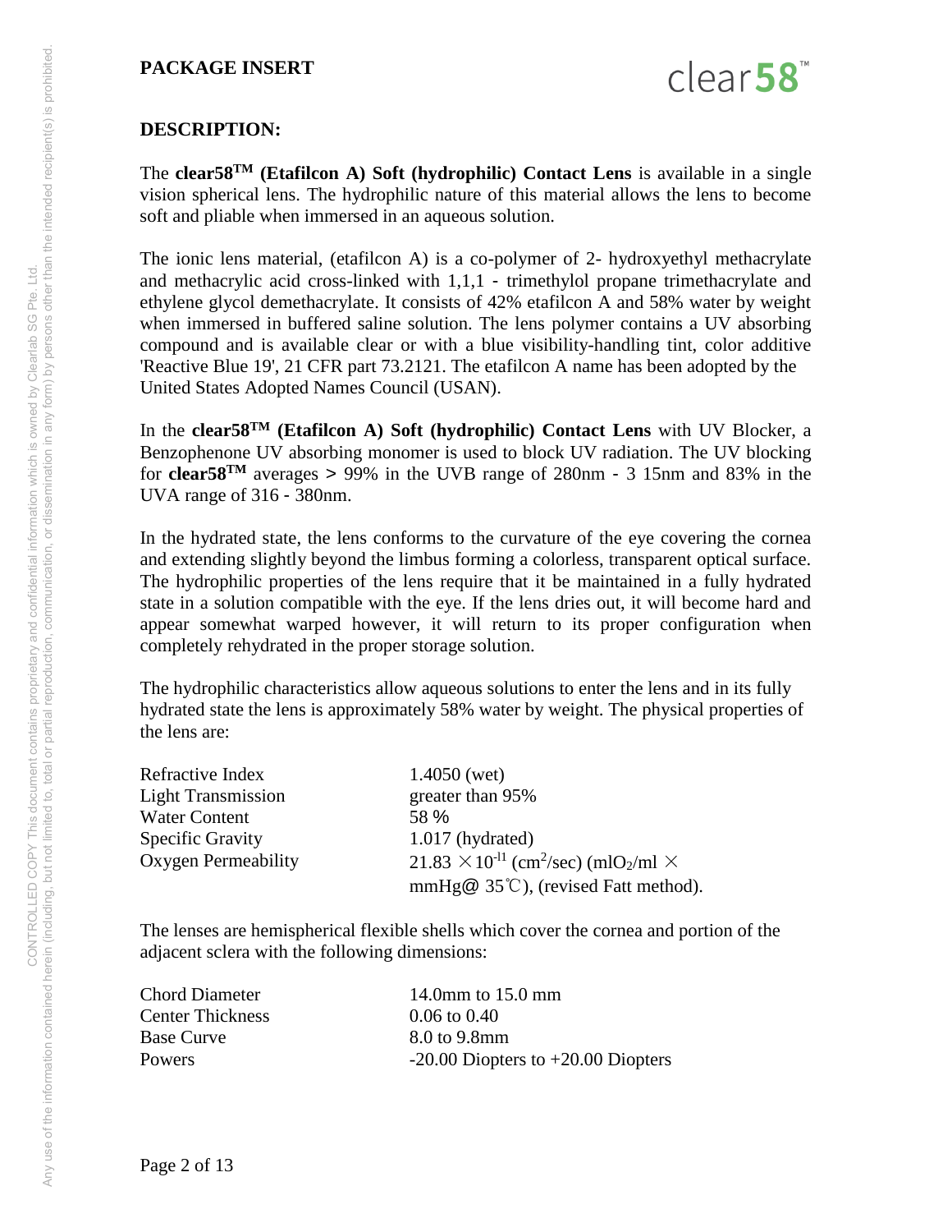**PACKAGE INSERT**

clear58™

## DESCRIPTION:

The **clear58™ (Etafilcon A) Soft (hydrophilic) Contact Lens** is available in a single vision spherical lens. The hydrophilic nature of this material allows the lens to become soft and pliable when immersed in an aqueous solution.

The ionic lens material, (etafilcon A) is a co-polymer of 2- hydroxyethyl methacrylate and methacrylic acid cross-linked with 1,1,1 - trimethylol propane trimethacrylate and ethylene glycol demethacrylate. It consists of 42% etafilcon A and 58% water by weight when immersed in buffered saline solution. The lens polymer contains a UV absorbing compound and is available clear or with a blue visibility-handling tint, color additive 'Reactive Blue 19', 21 CFR part 73.2121. The etafilcon A name has been adopted by the United States Adopted Names Council (USAN).

In the **clear58™ (Etafilcon A) Soft (hydrophilic) Contact Lens** with UV Blocker, a Benzophenone UV absorbing monomer is used to block UV radiation. The UV blocking for **clear58™** averages **>** 99% in the UVB range of 280nm - 3 15nm and 83% in the UVA range of 316 - 380nm.

In the hydrated state, the lens conforms to the curvature of the eye covering the cornea and extending slightly beyond the limbus forming a colorless, transparent optical surface. The hydrophilic properties of the lens require that it be maintained in a fully hydrated state in a solution compatible with the eye. If the lens dries out, it will become hard and appear somewhat warped however, it will return to its proper configuration when completely rehydrated in the proper storage solution.

The hydrophilic characteristics allow aqueous solutions to enter the lens and in its fully hydrated state the lens is approximately 58% water by weight. The physical properties of the lens are:

| | |
|---|---|
| Refractive Index | 1.4050 (wet) |
| Light Transmission | greater than 95% |
| Water Content | 58 % |
| Specific Gravity | 1.017 (hydrated) |
| Oxygen Permeability | $21.83 \times 10^{-11}$ ($cm^2$/sec) ($mlO_2$/ml $\times$ mmHg@ 35℃), (revised Fatt method). |

The lenses are hemispherical flexible shells which cover the cornea and portion of the adjacent sclera with the following dimensions:

| | |
|---|---|
| Chord Diameter | 14.0mm to 15.0 mm |
| Center Thickness | 0.06 to 0.40 |
| Base Curve | 8.0 to 9.8mm |
| Powers | -20.00 Diopters to +20.00 Diopters |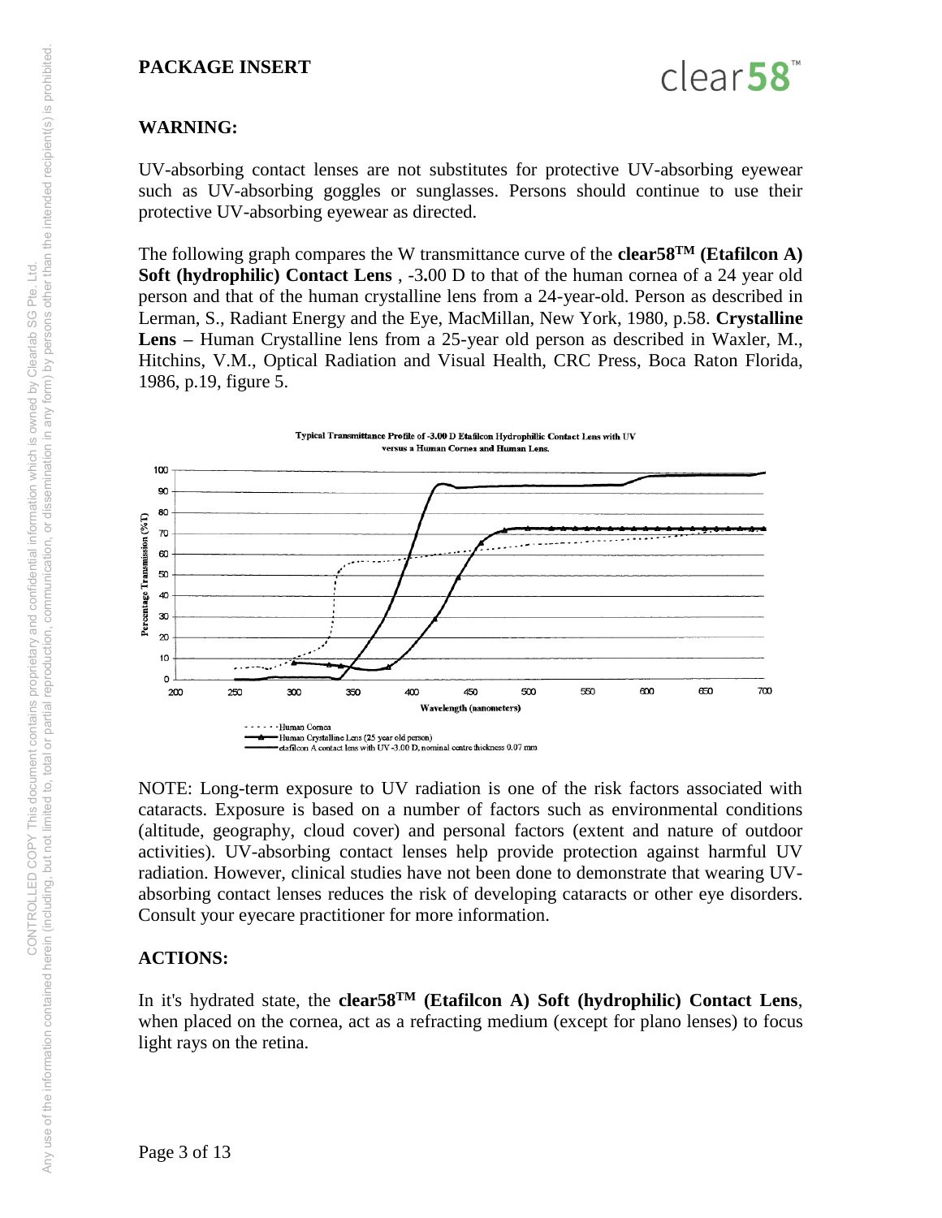**PACKAGE INSERT**

clear58™

**WARNING:**

UV-absorbing contact lenses are not substitutes for protective UV-absorbing eyewear such as UV-absorbing goggles or sunglasses. Persons should continue to use their protective UV-absorbing eyewear as directed.

The following graph compares the W transmittance curve of the **clear58™ (Etafilcon A) Soft (hydrophilic) Contact Lens** , -3**.**00 D to that of the human cornea of a 24 year old person and that of the human crystalline lens from a 24-year-old. Person as described in Lerman, S., Radiant Energy and the Eye, MacMillan, New York, 1980, p.58. **Crystalline Lens –** Human Crystalline lens from a 25-year old person as described in Waxler, M., Hitchins, V.M., Optical Radiation and Visual Health, CRC Press, Boca Raton Florida, 1986, p.19, figure 5.

Typical Transmittance Profile of -3.00 D Etafilcon Hydrophillic Contact Lens with UV versus a Human Cornea and Human Lens.

Percentage Transmission (%T)

Wavelength (nanometers)

- Human Cornea
- Human Crystalline Lens (25 year old person)
- etafilcon A contact lens with UV -3.00 D, nominal centre thickness 0.07 mm

NOTE: Long-term exposure to UV radiation is one of the risk factors associated with cataracts. Exposure is based on a number of factors such as environmental conditions (altitude, geography, cloud cover) and personal factors (extent and nature of outdoor activities). UV-absorbing contact lenses help provide protection against harmful UV radiation. However, clinical studies have not been done to demonstrate that wearing UV-absorbing contact lenses reduces the risk of developing cataracts or other eye disorders. Consult your eyecare practitioner for more information.

**ACTIONS:**

In it's hydrated state, the **clear58™ (Etafilcon A) Soft (hydrophilic) Contact Lens**, when placed on the cornea, act as a refracting medium (except for plano lenses) to focus light rays on the retina.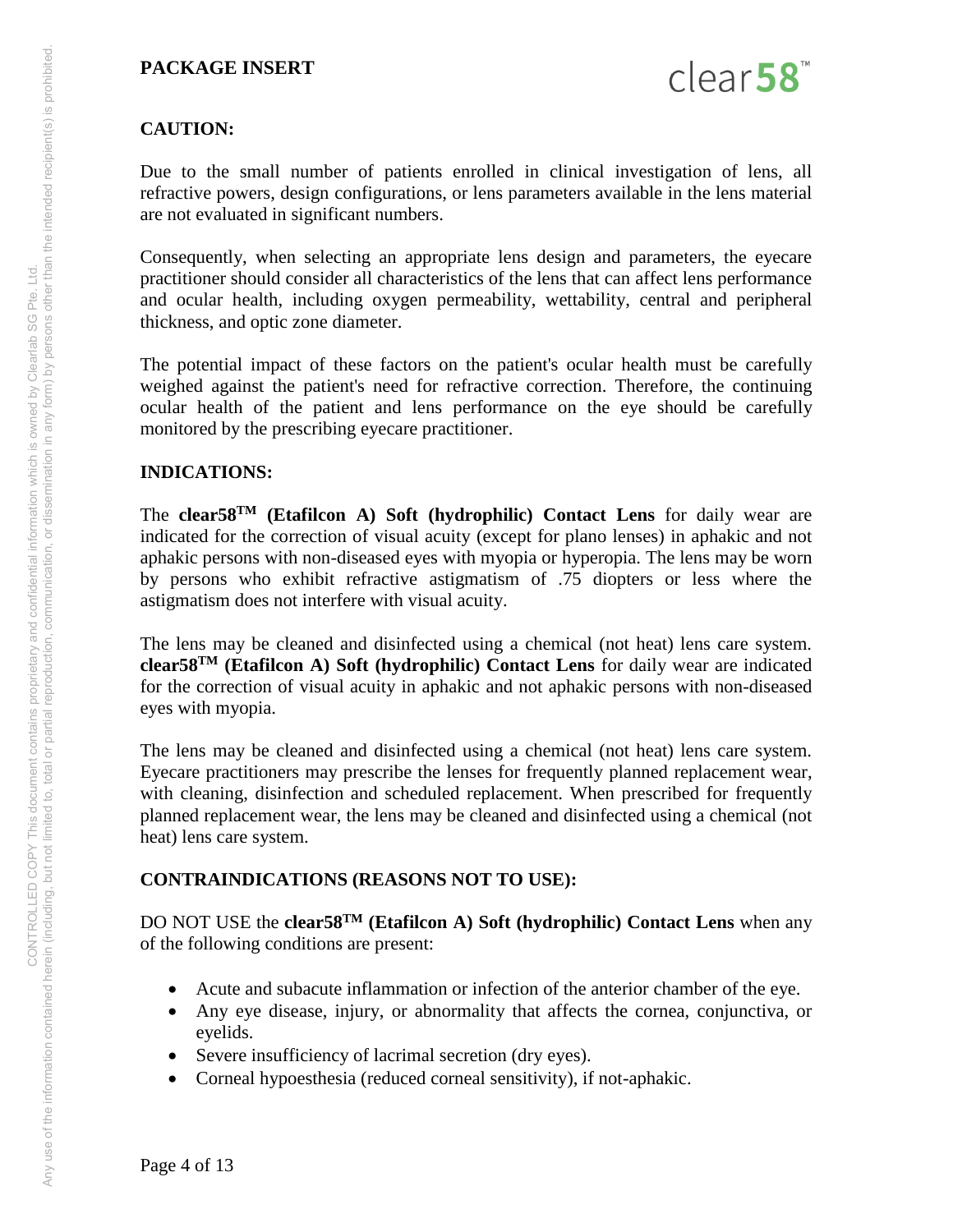# PACKAGE INSERT

## CAUTION:

Due to the small number of patients enrolled in clinical investigation of lens, all refractive powers, design configurations, or lens parameters available in the lens material are not evaluated in significant numbers.

Consequently, when selecting an appropriate lens design and parameters, the eyecare practitioner should consider all characteristics of the lens that can affect lens performance and ocular health, including oxygen permeability, wettability, central and peripheral thickness, and optic zone diameter.

The potential impact of these factors on the patient's ocular health must be carefully weighed against the patient's need for refractive correction. Therefore, the continuing ocular health of the patient and lens performance on the eye should be carefully monitored by the prescribing eyecare practitioner.

## INDICATIONS:

The **clear58™ (Etafilcon A) Soft (hydrophilic) Contact Lens** for daily wear are indicated for the correction of visual acuity (except for plano lenses) in aphakic and not aphakic persons with non-diseased eyes with myopia or hyperopia. The lens may be worn by persons who exhibit refractive astigmatism of .75 diopters or less where the astigmatism does not interfere with visual acuity.

The lens may be cleaned and disinfected using a chemical (not heat) lens care system. **clear58™ (Etafilcon A) Soft (hydrophilic) Contact Lens** for daily wear are indicated for the correction of visual acuity in aphakic and not aphakic persons with non-diseased eyes with myopia.

The lens may be cleaned and disinfected using a chemical (not heat) lens care system. Eyecare practitioners may prescribe the lenses for frequently planned replacement wear, with cleaning, disinfection and scheduled replacement. When prescribed for frequently planned replacement wear, the lens may be cleaned and disinfected using a chemical (not heat) lens care system.

## CONTRAINDICATIONS (REASONS NOT TO USE):

DO NOT USE the **clear58™ (Etafilcon A) Soft (hydrophilic) Contact Lens** when any of the following conditions are present:

- Acute and subacute inflammation or infection of the anterior chamber of the eye.
- Any eye disease, injury, or abnormality that affects the cornea, conjunctiva, or eyelids.
- Severe insufficiency of lacrimal secretion (dry eyes).
- Corneal hypoesthesia (reduced corneal sensitivity), if not-aphakic.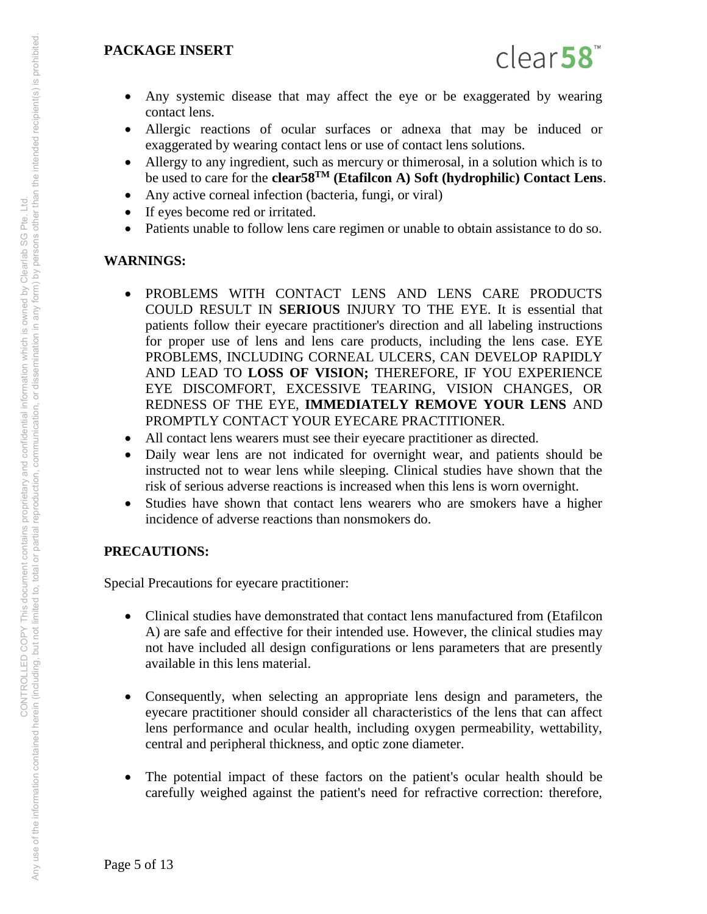- Any systemic disease that may affect the eye or be exaggerated by wearing contact lens.
- Allergic reactions of ocular surfaces or adnexa that may be induced or exaggerated by wearing contact lens or use of contact lens solutions.
- Allergy to any ingredient, such as mercury or thimerosal, in a solution which is to be used to care for the **clear58™ (Etafilcon A) Soft (hydrophilic) Contact Lens**.
- Any active corneal infection (bacteria, fungi, or viral)
- If eyes become red or irritated.
- Patients unable to follow lens care regimen or unable to obtain assistance to do so.

## WARNINGS:

- PROBLEMS WITH CONTACT LENS AND LENS CARE PRODUCTS COULD RESULT IN **SERIOUS** INJURY TO THE EYE. It is essential that patients follow their eyecare practitioner's direction and all labeling instructions for proper use of lens and lens care products, including the lens case. EYE PROBLEMS, INCLUDING CORNEAL ULCERS, CAN DEVELOP RAPIDLY AND LEAD TO **LOSS OF VISION;** THEREFORE, IF YOU EXPERIENCE EYE DISCOMFORT, EXCESSIVE TEARING, VISION CHANGES, OR REDNESS OF THE EYE, **IMMEDIATELY REMOVE YOUR LENS** AND PROMPTLY CONTACT YOUR EYECARE PRACTITIONER.
- All contact lens wearers must see their eyecare practitioner as directed.
- Daily wear lens are not indicated for overnight wear, and patients should be instructed not to wear lens while sleeping. Clinical studies have shown that the risk of serious adverse reactions is increased when this lens is worn overnight.
- Studies have shown that contact lens wearers who are smokers have a higher incidence of adverse reactions than nonsmokers do.

## PRECAUTIONS:

Special Precautions for eyecare practitioner:

- Clinical studies have demonstrated that contact lens manufactured from (Etafilcon A) are safe and effective for their intended use. However, the clinical studies may not have included all design configurations or lens parameters that are presently available in this lens material.

- Consequently, when selecting an appropriate lens design and parameters, the eyecare practitioner should consider all characteristics of the lens that can affect lens performance and ocular health, including oxygen permeability, wettability, central and peripheral thickness, and optic zone diameter.

- The potential impact of these factors on the patient's ocular health should be carefully weighed against the patient's need for refractive correction: therefore,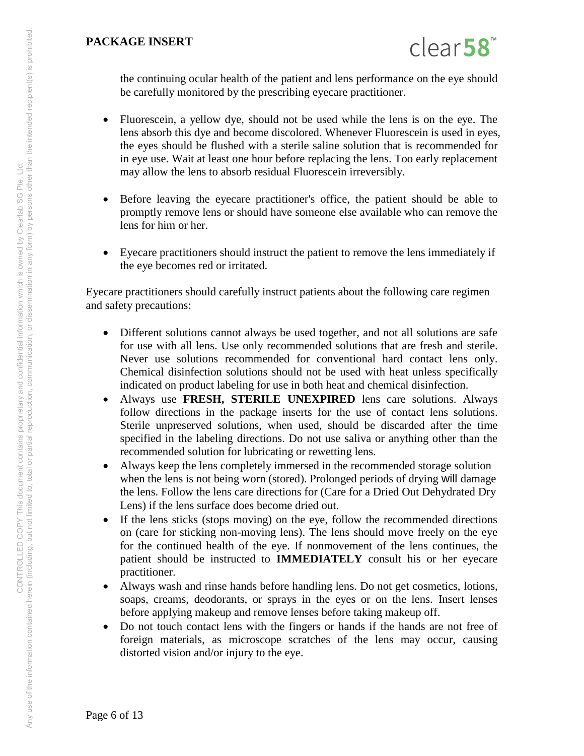the continuing ocular health of the patient and lens performance on the eye should be carefully monitored by the prescribing eyecare practitioner.

- Fluorescein, a yellow dye, should not be used while the lens is on the eye. The lens absorb this dye and become discolored. Whenever Fluorescein is used in eyes, the eyes should be flushed with a sterile saline solution that is recommended for in eye use. Wait at least one hour before replacing the lens. Too early replacement may allow the lens to absorb residual Fluorescein irreversibly.

- Before leaving the eyecare practitioner's office, the patient should be able to promptly remove lens or should have someone else available who can remove the lens for him or her.

- Eyecare practitioners should instruct the patient to remove the lens immediately if the eye becomes red or irritated.

Eyecare practitioners should carefully instruct patients about the following care regimen and safety precautions:

- Different solutions cannot always be used together, and not all solutions are safe for use with all lens. Use only recommended solutions that are fresh and sterile. Never use solutions recommended for conventional hard contact lens only. Chemical disinfection solutions should not be used with heat unless specifically indicated on product labeling for use in both heat and chemical disinfection.
- Always use **FRESH, STERILE UNEXPIRED** lens care solutions. Always follow directions in the package inserts for the use of contact lens solutions. Sterile unpreserved solutions, when used, should be discarded after the time specified in the labeling directions. Do not use saliva or anything other than the recommended solution for lubricating or rewetting lens.
- Always keep the lens completely immersed in the recommended storage solution when the lens is not being worn (stored). Prolonged periods of drying will damage the lens. Follow the lens care directions for (Care for a Dried Out Dehydrated Dry Lens) if the lens surface does become dried out.
- If the lens sticks (stops moving) on the eye, follow the recommended directions on (care for sticking non-moving lens). The lens should move freely on the eye for the continued health of the eye. If nonmovement of the lens continues, the patient should be instructed to **IMMEDIATELY** consult his or her eyecare practitioner.
- Always wash and rinse hands before handling lens. Do not get cosmetics, lotions, soaps, creams, deodorants, or sprays in the eyes or on the lens. Insert lenses before applying makeup and remove lenses before taking makeup off.
- Do not touch contact lens with the fingers or hands if the hands are not free of foreign materials, as microscope scratches of the lens may occur, causing distorted vision and/or injury to the eye.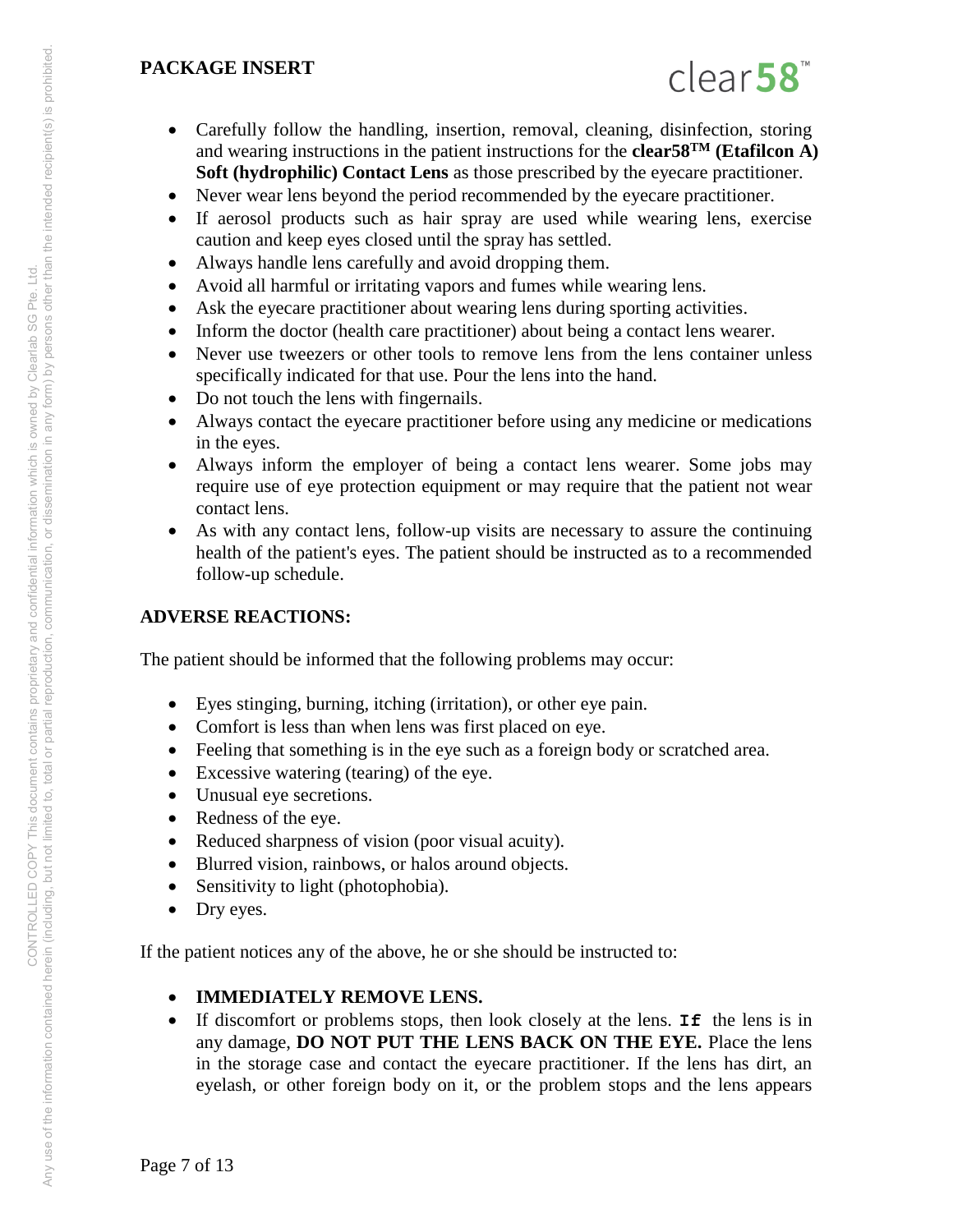- Carefully follow the handling, insertion, removal, cleaning, disinfection, storing and wearing instructions in the patient instructions for the **clear58™ (Etafilcon A) Soft (hydrophilic) Contact Lens** as those prescribed by the eyecare practitioner.
- Never wear lens beyond the period recommended by the eyecare practitioner.
- If aerosol products such as hair spray are used while wearing lens, exercise caution and keep eyes closed until the spray has settled.
- Always handle lens carefully and avoid dropping them.
- Avoid all harmful or irritating vapors and fumes while wearing lens.
- Ask the eyecare practitioner about wearing lens during sporting activities.
- Inform the doctor (health care practitioner) about being a contact lens wearer.
- Never use tweezers or other tools to remove lens from the lens container unless specifically indicated for that use. Pour the lens into the hand.
- Do not touch the lens with fingernails.
- Always contact the eyecare practitioner before using any medicine or medications in the eyes.
- Always inform the employer of being a contact lens wearer. Some jobs may require use of eye protection equipment or may require that the patient not wear contact lens.
- As with any contact lens, follow-up visits are necessary to assure the continuing health of the patient's eyes. The patient should be instructed as to a recommended follow-up schedule.

## ADVERSE REACTIONS:

The patient should be informed that the following problems may occur:

- Eyes stinging, burning, itching (irritation), or other eye pain.
- Comfort is less than when lens was first placed on eye.
- Feeling that something is in the eye such as a foreign body or scratched area.
- Excessive watering (tearing) of the eye.
- Unusual eye secretions.
- Redness of the eye.
- Reduced sharpness of vision (poor visual acuity).
- Blurred vision, rainbows, or halos around objects.
- Sensitivity to light (photophobia).
- Dry eyes.

If the patient notices any of the above, he or she should be instructed to:

- **IMMEDIATELY REMOVE LENS.**
- If discomfort or problems stops, then look closely at the lens. **If** the lens is in any damage, **DO NOT PUT THE LENS BACK ON THE EYE.** Place the lens in the storage case and contact the eyecare practitioner. If the lens has dirt, an eyelash, or other foreign body on it, or the problem stops and the lens appears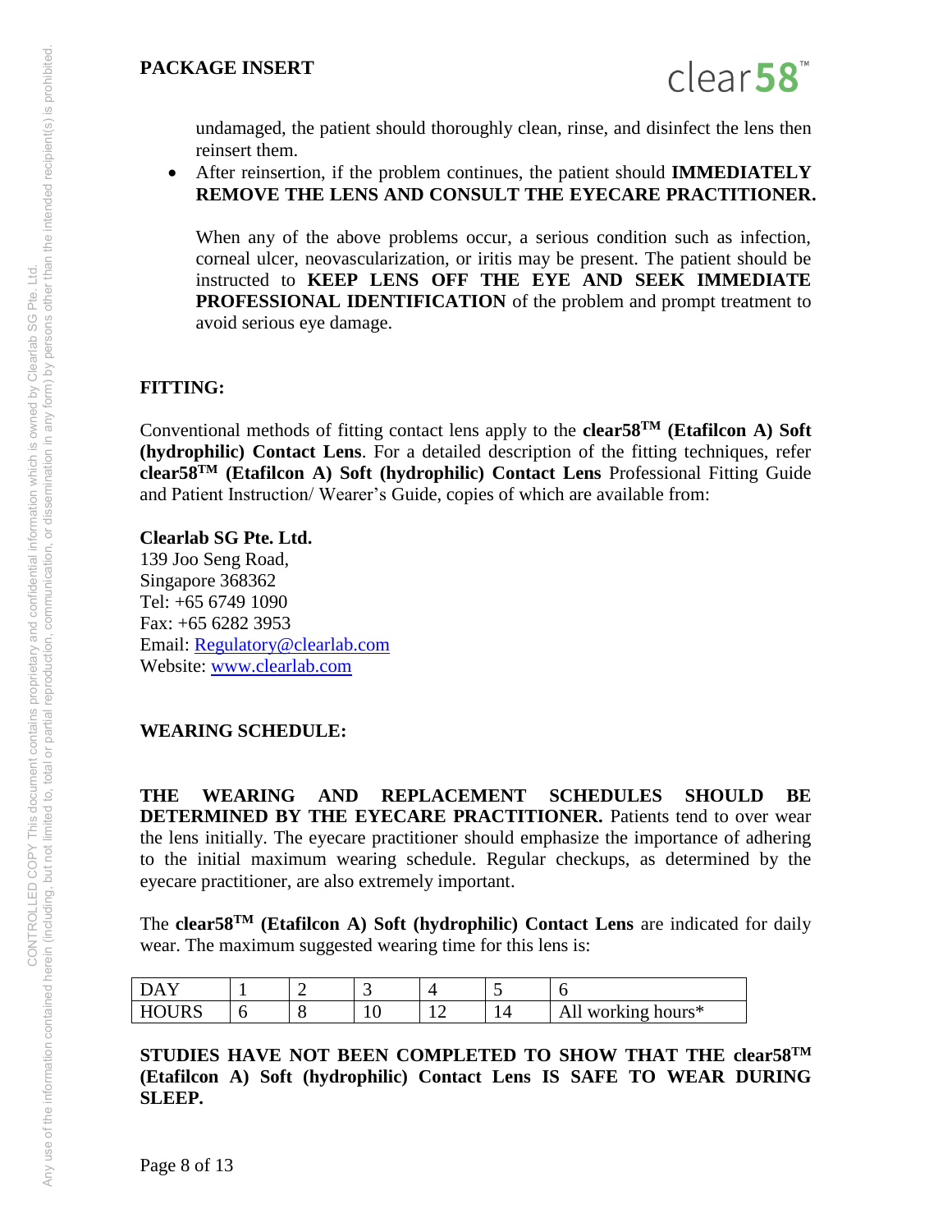undamaged, the patient should thoroughly clean, rinse, and disinfect the lens then reinsert them.

- After reinsertion, if the problem continues, the patient should **IMMEDIATELY REMOVE THE LENS AND CONSULT THE EYECARE PRACTITIONER.**

  When any of the above problems occur, a serious condition such as infection, corneal ulcer, neovascularization, or iritis may be present. The patient should be instructed to **KEEP LENS OFF THE EYE AND SEEK IMMEDIATE PROFESSIONAL IDENTIFICATION** of the problem and prompt treatment to avoid serious eye damage.

## FITTING:

Conventional methods of fitting contact lens apply to the **clear58^TM (Etafilcon A) Soft (hydrophilic) Contact Lens**. For a detailed description of the fitting techniques, refer **clear58^TM (Etafilcon A) Soft (hydrophilic) Contact Lens** Professional Fitting Guide and Patient Instruction/ Wearer's Guide, copies of which are available from:

**Clearlab SG Pte. Ltd.**
139 Joo Seng Road,
Singapore 368362
Tel: +65 6749 1090
Fax: +65 6282 3953
Email: Regulatory@clearlab.com
Website: www.clearlab.com

## WEARING SCHEDULE:

**THE WEARING AND REPLACEMENT SCHEDULES SHOULD BE DETERMINED BY THE EYECARE PRACTITIONER.** Patients tend to over wear the lens initially. The eyecare practitioner should emphasize the importance of adhering to the initial maximum wearing schedule. Regular checkups, as determined by the eyecare practitioner, are also extremely important.

The **clear58^TM (Etafilcon A) Soft (hydrophilic) Contact Lens** are indicated for daily wear. The maximum suggested wearing time for this lens is:

| DAY | 1 | 2 | 3 | 4 | 5 | 6 |
|---|---|---|---|---|---|---|
| HOURS | 6 | 8 | 10 | 12 | 14 | All working hours* |

**STUDIES HAVE NOT BEEN COMPLETED TO SHOW THAT THE clear58^TM (Etafilcon A) Soft (hydrophilic) Contact Lens IS SAFE TO WEAR DURING SLEEP.**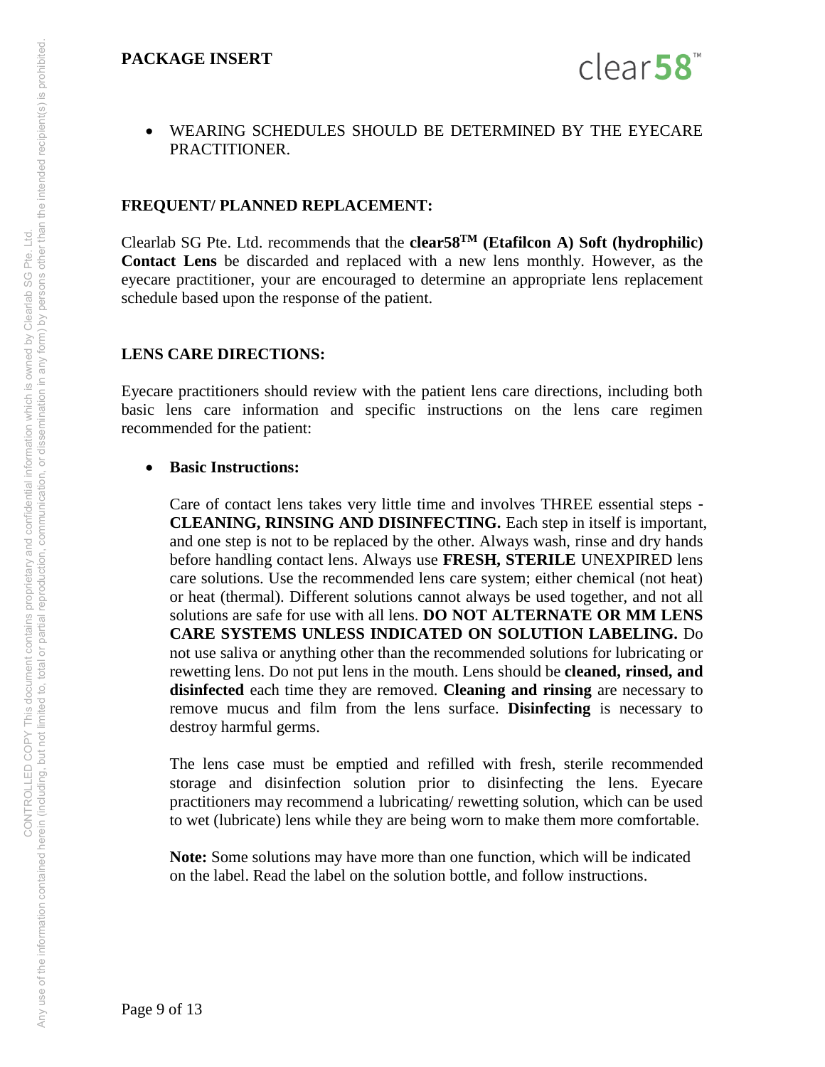- WEARING SCHEDULES SHOULD BE DETERMINED BY THE EYECARE PRACTITIONER.

**FREQUENT/ PLANNED REPLACEMENT:**

Clearlab SG Pte. Ltd. recommends that the **clear58TM (Etafilcon A) Soft (hydrophilic) Contact Lens** be discarded and replaced with a new lens monthly. However, as the eyecare practitioner, your are encouraged to determine an appropriate lens replacement schedule based upon the response of the patient.

**LENS CARE DIRECTIONS:**

Eyecare practitioners should review with the patient lens care directions, including both basic lens care information and specific instructions on the lens care regimen recommended for the patient:

- **Basic Instructions:**

  Care of contact lens takes very little time and involves THREE essential steps - **CLEANING, RINSING AND DISINFECTING.** Each step in itself is important, and one step is not to be replaced by the other. Always wash, rinse and dry hands before handling contact lens. Always use **FRESH, STERILE** UNEXPIRED lens care solutions. Use the recommended lens care system; either chemical (not heat) or heat (thermal). Different solutions cannot always be used together, and not all solutions are safe for use with all lens. **DO NOT ALTERNATE OR MM LENS CARE SYSTEMS UNLESS INDICATED ON SOLUTION LABELING.** Do not use saliva or anything other than the recommended solutions for lubricating or rewetting lens. Do not put lens in the mouth. Lens should be **cleaned, rinsed, and disinfected** each time they are removed. **Cleaning and rinsing** are necessary to remove mucus and film from the lens surface. **Disinfecting** is necessary to destroy harmful germs.

  The lens case must be emptied and refilled with fresh, sterile recommended storage and disinfection solution prior to disinfecting the lens. Eyecare practitioners may recommend a lubricating/ rewetting solution, which can be used to wet (lubricate) lens while they are being worn to make them more comfortable.

  **Note:** Some solutions may have more than one function, which will be indicated on the label. Read the label on the solution bottle, and follow instructions.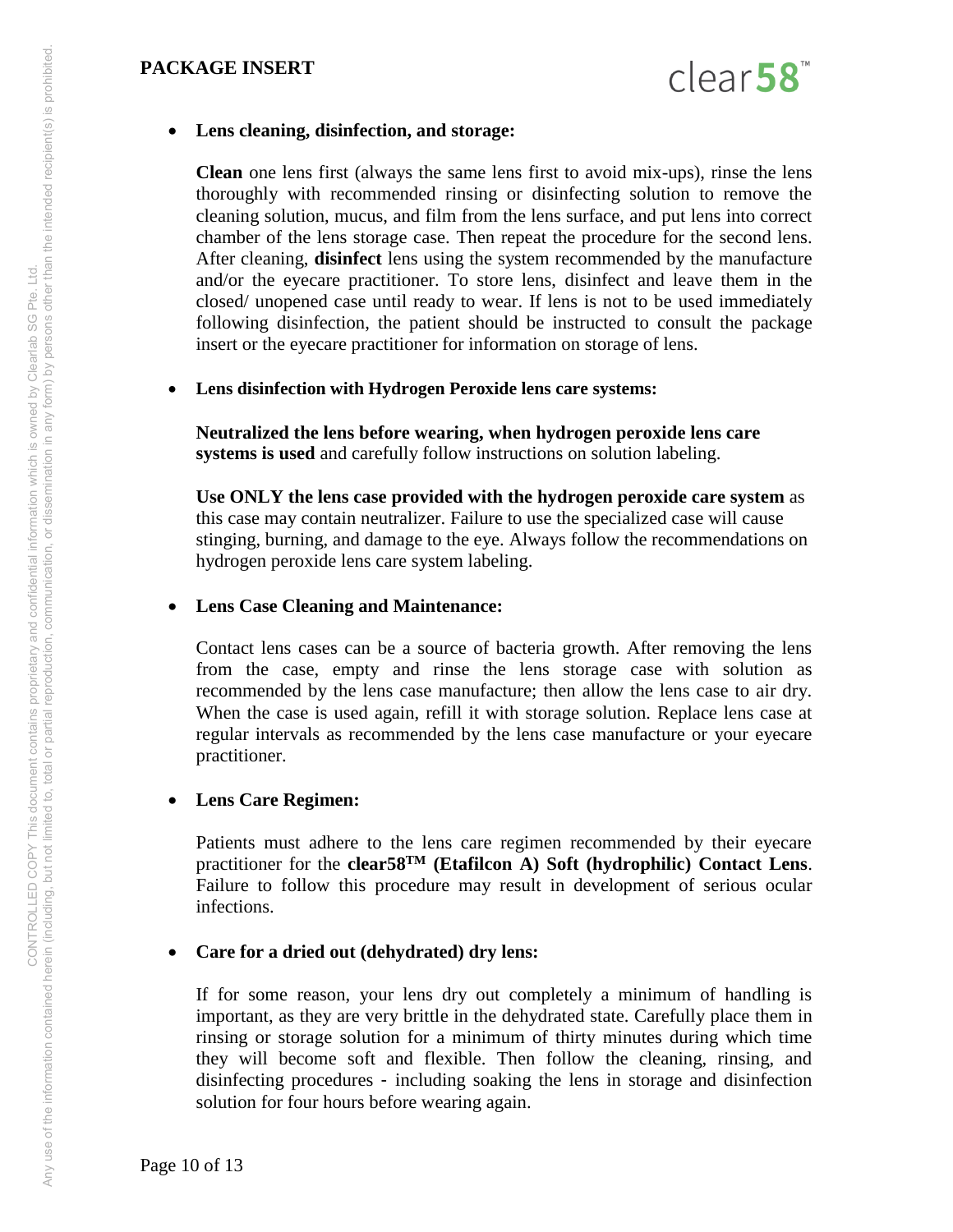- **Lens cleaning, disinfection, and storage:**

  **Clean** one lens first (always the same lens first to avoid mix-ups), rinse the lens thoroughly with recommended rinsing or disinfecting solution to remove the cleaning solution, mucus, and film from the lens surface, and put lens into correct chamber of the lens storage case. Then repeat the procedure for the second lens. After cleaning, **disinfect** lens using the system recommended by the manufacture and/or the eyecare practitioner. To store lens, disinfect and leave them in the closed/ unopened case until ready to wear. If lens is not to be used immediately following disinfection, the patient should be instructed to consult the package insert or the eyecare practitioner for information on storage of lens.

- **Lens disinfection with Hydrogen Peroxide lens care systems:**

  **Neutralized the lens before wearing, when hydrogen peroxide lens care systems is used** and carefully follow instructions on solution labeling.

  **Use ONLY the lens case provided with the hydrogen peroxide care system** as this case may contain neutralizer. Failure to use the specialized case will cause stinging, burning, and damage to the eye. Always follow the recommendations on hydrogen peroxide lens care system labeling.

- **Lens Case Cleaning and Maintenance:**

  Contact lens cases can be a source of bacteria growth. After removing the lens from the case, empty and rinse the lens storage case with solution as recommended by the lens case manufacture; then allow the lens case to air dry. When the case is used again, refill it with storage solution. Replace lens case at regular intervals as recommended by the lens case manufacture or your eyecare practitioner.

- **Lens Care Regimen:**

  Patients must adhere to the lens care regimen recommended by their eyecare practitioner for the **clear58™ (Etafilcon A) Soft (hydrophilic) Contact Lens**. Failure to follow this procedure may result in development of serious ocular infections.

- **Care for a dried out (dehydrated) dry lens:**

  If for some reason, your lens dry out completely a minimum of handling is important, as they are very brittle in the dehydrated state. Carefully place them in rinsing or storage solution for a minimum of thirty minutes during which time they will become soft and flexible. Then follow the cleaning, rinsing, and disinfecting procedures - including soaking the lens in storage and disinfection solution for four hours before wearing again.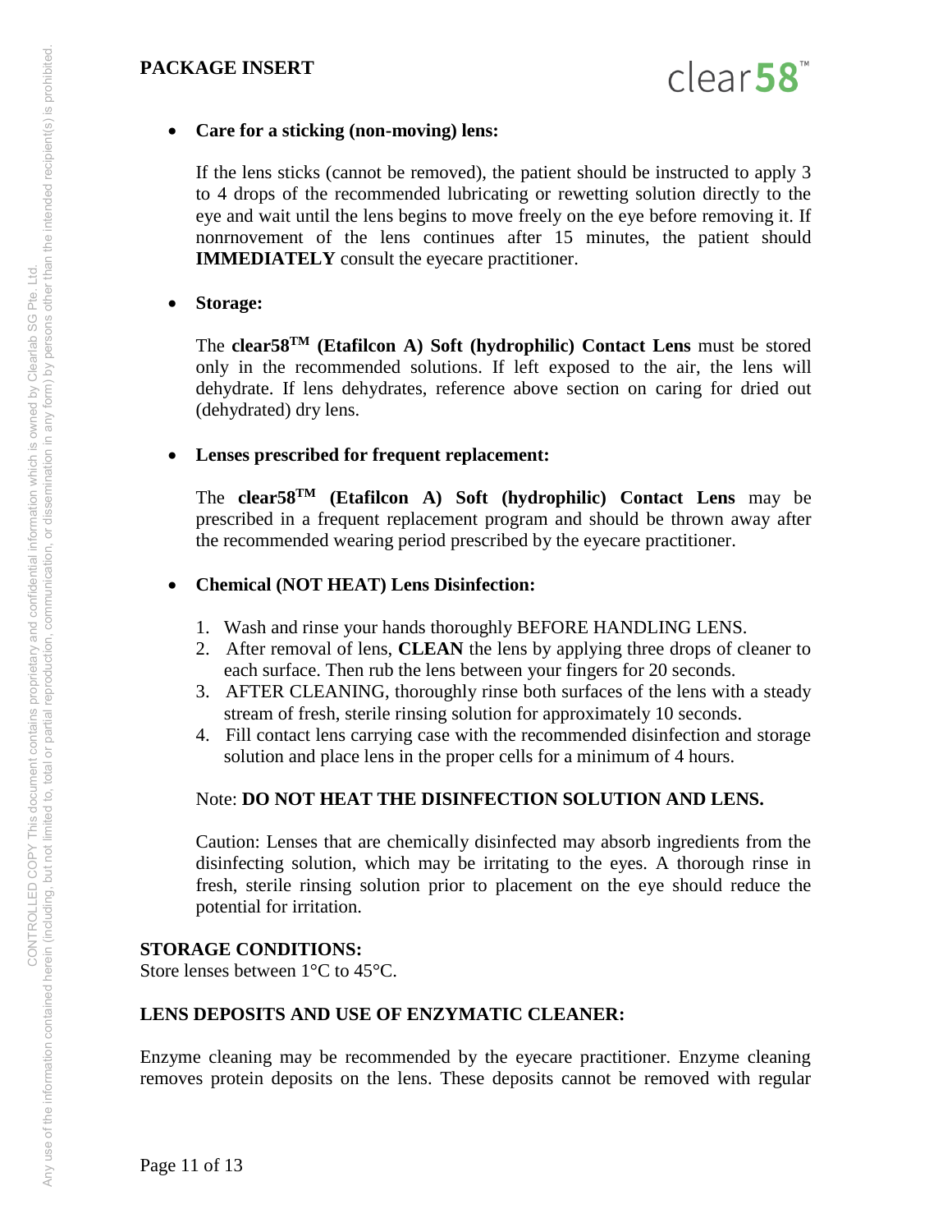- **Care for a sticking (non-moving) lens:**

  If the lens sticks (cannot be removed), the patient should be instructed to apply 3 to 4 drops of the recommended lubricating or rewetting solution directly to the eye and wait until the lens begins to move freely on the eye before removing it. If nonrnovement of the lens continues after 15 minutes, the patient should **IMMEDIATELY** consult the eyecare practitioner.

- **Storage:**

  The **clear58™ (Etafilcon A) Soft (hydrophilic) Contact Lens** must be stored only in the recommended solutions. If left exposed to the air, the lens will dehydrate. If lens dehydrates, reference above section on caring for dried out (dehydrated) dry lens.

- **Lenses prescribed for frequent replacement:**

  The **clear58™ (Etafilcon A) Soft (hydrophilic) Contact Lens** may be prescribed in a frequent replacement program and should be thrown away after the recommended wearing period prescribed by the eyecare practitioner.

- **Chemical (NOT HEAT) Lens Disinfection:**

  1. Wash and rinse your hands thoroughly BEFORE HANDLING LENS.
  2. After removal of lens, **CLEAN** the lens by applying three drops of cleaner to each surface. Then rub the lens between your fingers for 20 seconds.
  3. AFTER CLEANING, thoroughly rinse both surfaces of the lens with a steady stream of fresh, sterile rinsing solution for approximately 10 seconds.
  4. Fill contact lens carrying case with the recommended disinfection and storage solution and place lens in the proper cells for a minimum of 4 hours.

  Note: **DO NOT HEAT THE DISINFECTION SOLUTION AND LENS.**

  Caution: Lenses that are chemically disinfected may absorb ingredients from the disinfecting solution, which may be irritating to the eyes. A thorough rinse in fresh, sterile rinsing solution prior to placement on the eye should reduce the potential for irritation.

**STORAGE CONDITIONS:**
Store lenses between 1°C to 45°C.

**LENS DEPOSITS AND USE OF ENZYMATIC CLEANER:**

Enzyme cleaning may be recommended by the eyecare practitioner. Enzyme cleaning removes protein deposits on the lens. These deposits cannot be removed with regular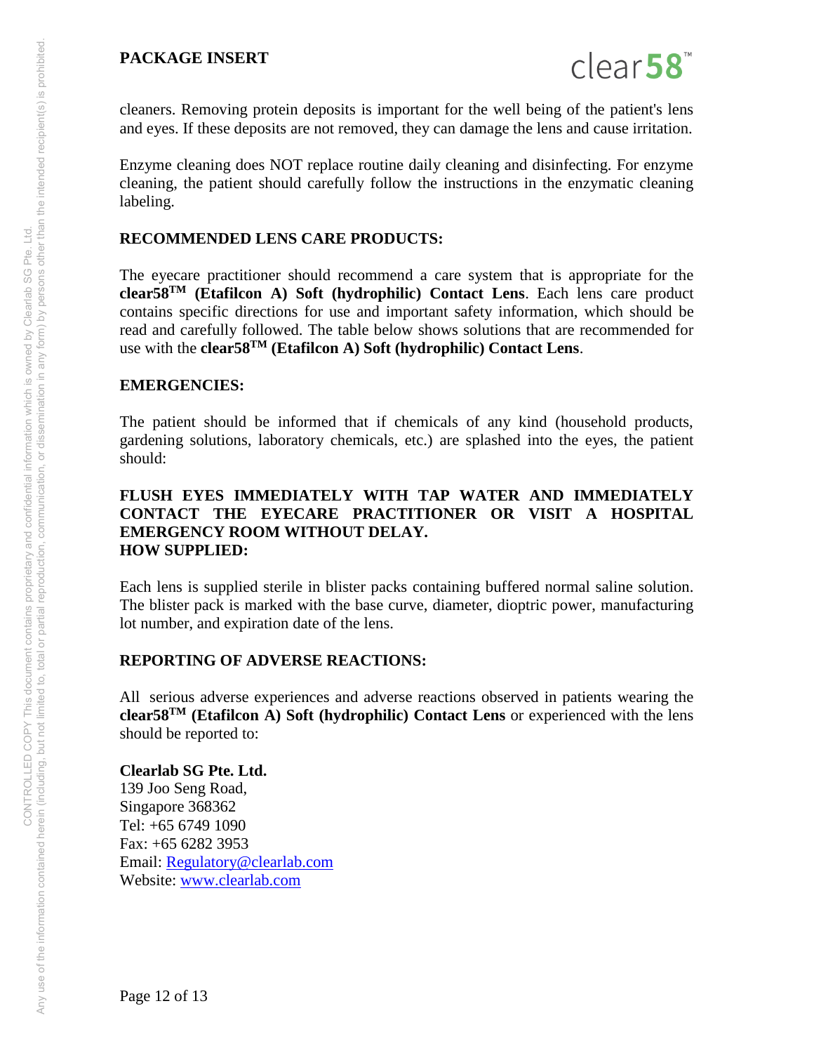cleaners. Removing protein deposits is important for the well being of the patient's lens and eyes. If these deposits are not removed, they can damage the lens and cause irritation.

Enzyme cleaning does NOT replace routine daily cleaning and disinfecting. For enzyme cleaning, the patient should carefully follow the instructions in the enzymatic cleaning labeling.

**RECOMMENDED LENS CARE PRODUCTS:**

The eyecare practitioner should recommend a care system that is appropriate for the **clear58™ (Etafilcon A) Soft (hydrophilic) Contact Lens**. Each lens care product contains specific directions for use and important safety information, which should be read and carefully followed. The table below shows solutions that are recommended for use with the **clear58™ (Etafilcon A) Soft (hydrophilic) Contact Lens**.

**EMERGENCIES:**

The patient should be informed that if chemicals of any kind (household products, gardening solutions, laboratory chemicals, etc.) are splashed into the eyes, the patient should:

**FLUSH EYES IMMEDIATELY WITH TAP WATER AND IMMEDIATELY CONTACT THE EYECARE PRACTITIONER OR VISIT A HOSPITAL EMERGENCY ROOM WITHOUT DELAY.**

**HOW SUPPLIED:**

Each lens is supplied sterile in blister packs containing buffered normal saline solution. The blister pack is marked with the base curve, diameter, dioptric power, manufacturing lot number, and expiration date of the lens.

**REPORTING OF ADVERSE REACTIONS:**

All serious adverse experiences and adverse reactions observed in patients wearing the **clear58™ (Etafilcon A) Soft (hydrophilic) Contact Lens** or experienced with the lens should be reported to:

**Clearlab SG Pte. Ltd.**
139 Joo Seng Road,
Singapore 368362
Tel: +65 6749 1090
Fax: +65 6282 3953
Email: Regulatory@clearlab.com
Website: www.clearlab.com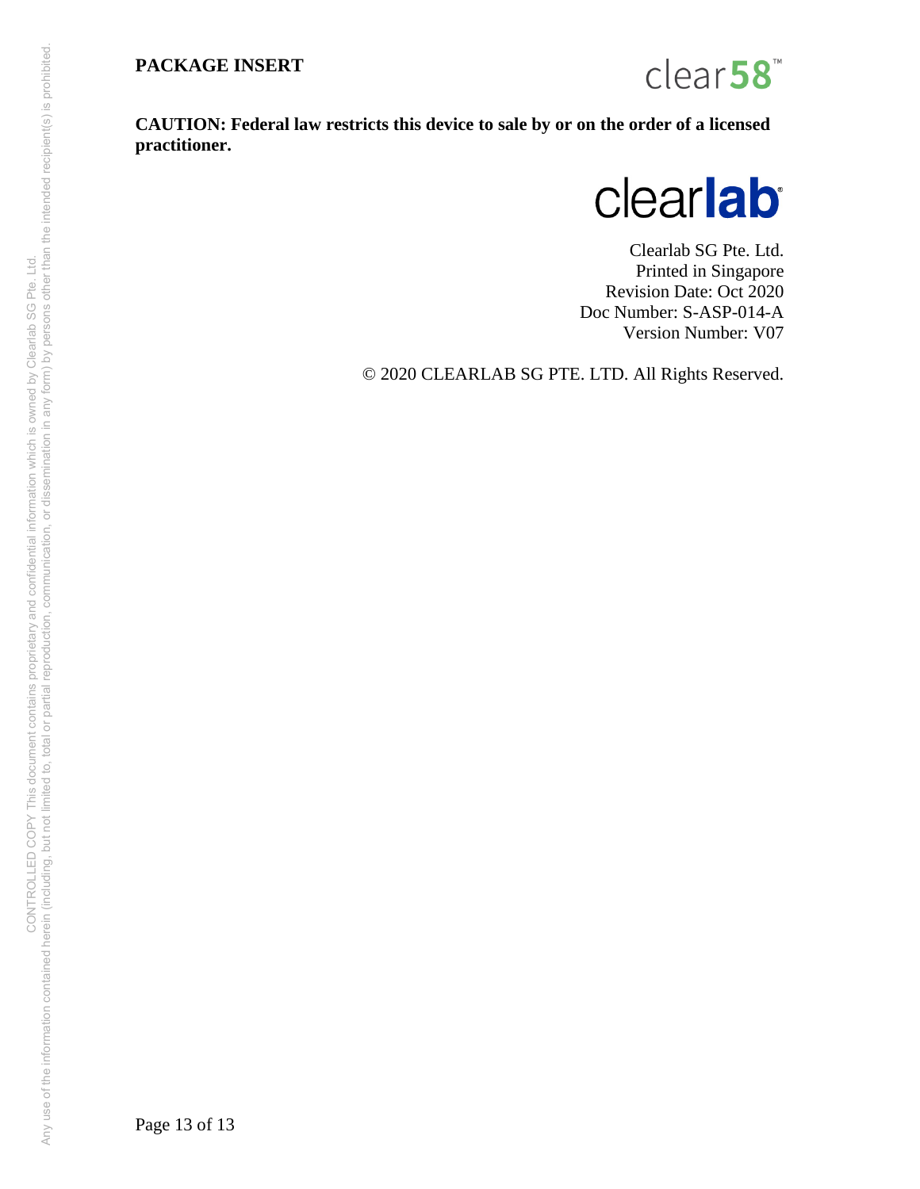**CAUTION: Federal law restricts this device to sale by or on the order of a licensed practitioner.**

Clearlab SG Pte. Ltd.
Printed in Singapore
Revision Date: Oct 2020
Doc Number: S-ASP-014-A
Version Number: V07

© 2020 CLEARLAB SG PTE. LTD. All Rights Reserved.